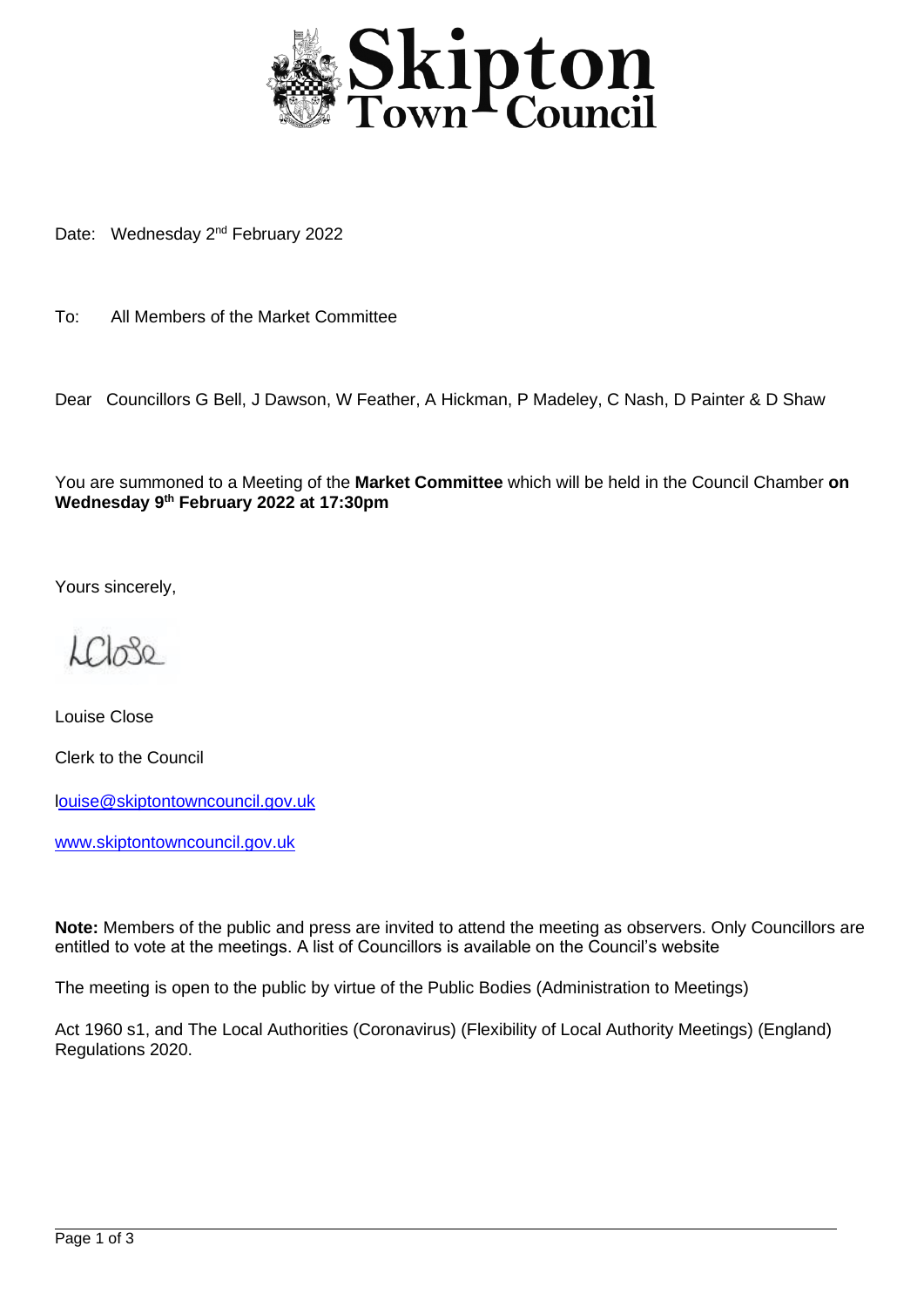# Skipton Town Council

Date: Wednesday 2nd February 2022

To: All Members of the Market Committee

Dear Councillors G Bell, J Dawson, W Feather, A Hickman, P Madeley, C Nash, D Painter & D Shaw

You are summoned to a Meeting of the **Market Committee** which will be held in the Council Chamber **on Wednesday 9th February 2022 at 17:30pm**

Yours sincerely,

LClose

Louise Close

Clerk to the Council

louise@skiptontowncouncil.gov.uk

www.skiptontowncouncil.gov.uk

**Note:** Members of the public and press are invited to attend the meeting as observers. Only Councillors are entitled to vote at the meetings. A list of Councillors is available on the Council's website

The meeting is open to the public by virtue of the Public Bodies (Administration to Meetings)

Act 1960 s1, and The Local Authorities (Coronavirus) (Flexibility of Local Authority Meetings) (England) Regulations 2020.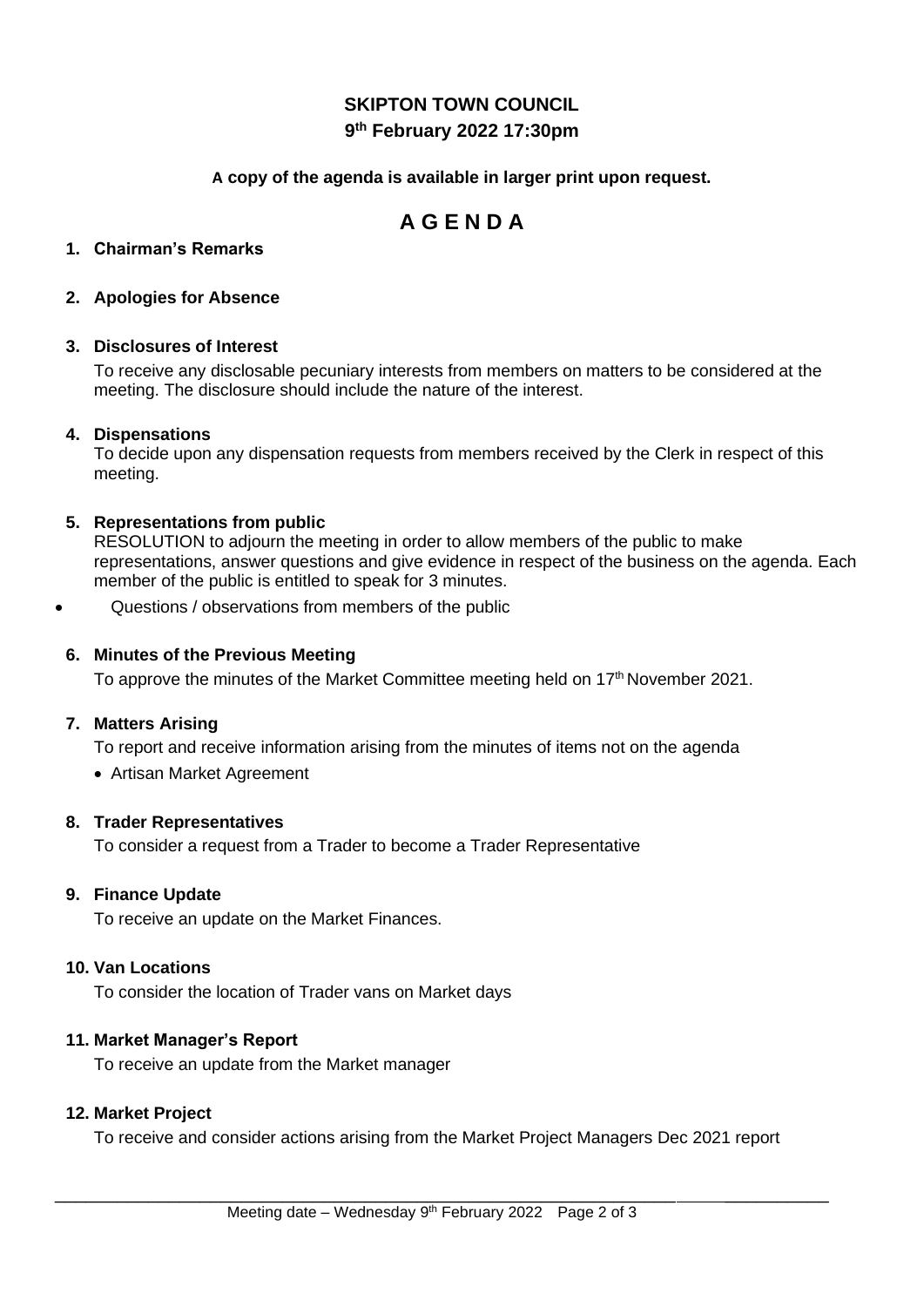**SKIPTON TOWN COUNCIL**

**9th February 2022 17:30pm**

**A copy of the agenda is available in larger print upon request.**

# A G E N D A

**1. Chairman's Remarks**

**2. Apologies for Absence**

**3. Disclosures of Interest**

To receive any disclosable pecuniary interests from members on matters to be considered at the meeting. The disclosure should include the nature of the interest.

**4. Dispensations**

To decide upon any dispensation requests from members received by the Clerk in respect of this meeting.

**5. Representations from public**

RESOLUTION to adjourn the meeting in order to allow members of the public to make representations, answer questions and give evidence in respect of the business on the agenda. Each member of the public is entitled to speak for 3 minutes.

- Questions / observations from members of the public

**6. Minutes of the Previous Meeting**

To approve the minutes of the Market Committee meeting held on 17th November 2021.

**7. Matters Arising**

To report and receive information arising from the minutes of items not on the agenda

- Artisan Market Agreement

**8. Trader Representatives**

To consider a request from a Trader to become a Trader Representative

**9. Finance Update**

To receive an update on the Market Finances.

**10. Van Locations**

To consider the location of Trader vans on Market days

**11. Market Manager's Report**

To receive an update from the Market manager

**12. Market Project**

To receive and consider actions arising from the Market Project Managers Dec 2021 report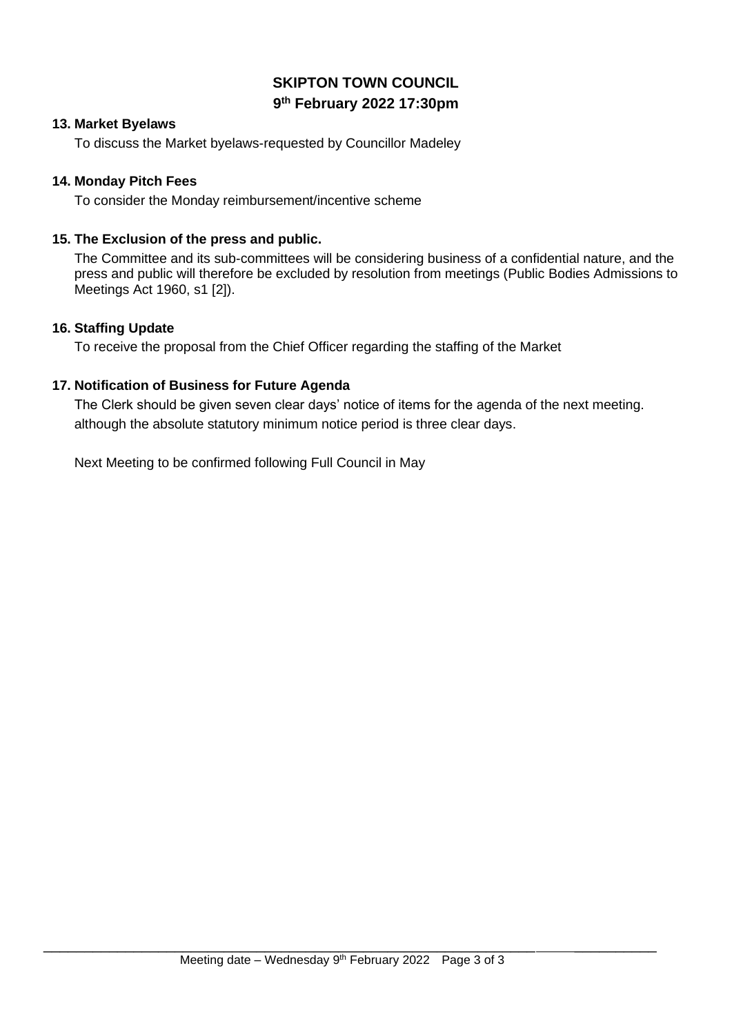**SKIPTON TOWN COUNCIL**
**9th February 2022 17:30pm**

### 13. Market Byelaws

To discuss the Market byelaws-requested by Councillor Madeley

### 14. Monday Pitch Fees

To consider the Monday reimbursement/incentive scheme

### 15. The Exclusion of the press and public.

The Committee and its sub-committees will be considering business of a confidential nature, and the press and public will therefore be excluded by resolution from meetings (Public Bodies Admissions to Meetings Act 1960, s1 [2]).

### 16. Staffing Update

To receive the proposal from the Chief Officer regarding the staffing of the Market

### 17. Notification of Business for Future Agenda

The Clerk should be given seven clear days' notice of items for the agenda of the next meeting. although the absolute statutory minimum notice period is three clear days.

Next Meeting to be confirmed following Full Council in May